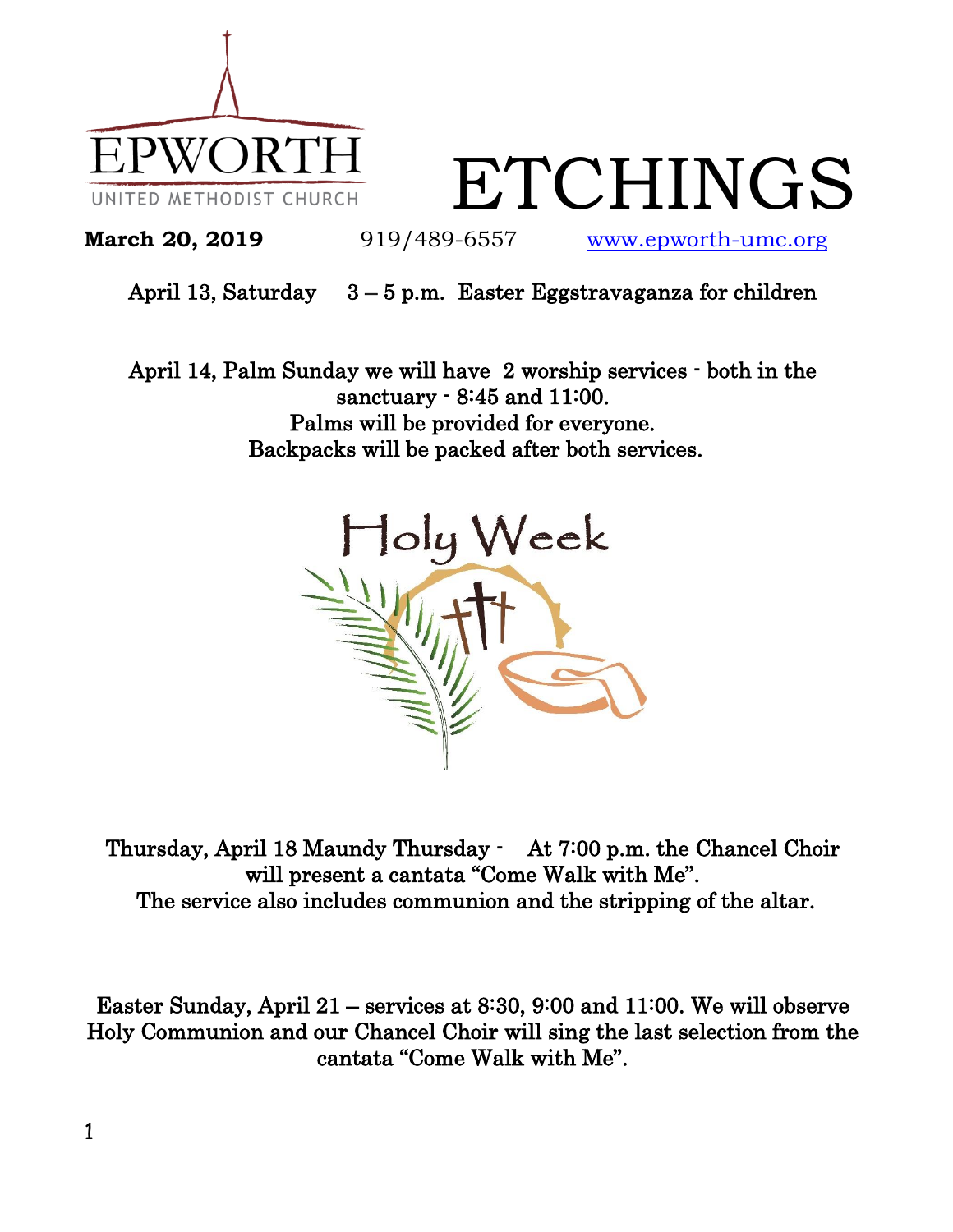EPWORTH
UNITED METHODIST CHURCH

# ETCHINGS

**March 20, 2019** 919/489-6557 www.epworth-umc.org

April 13, Saturday 3 – 5 p.m. Easter Eggstravaganza for children

April 14, Palm Sunday we will have 2 worship services - both in the sanctuary - 8:45 and 11:00.
Palms will be provided for everyone.
Backpacks will be packed after both services.

## Holy Week

Thursday, April 18 Maundy Thursday - At 7:00 p.m. the Chancel Choir will present a cantata "Come Walk with Me".
The service also includes communion and the stripping of the altar.

Easter Sunday, April 21 – services at 8:30, 9:00 and 11:00. We will observe Holy Communion and our Chancel Choir will sing the last selection from the cantata "Come Walk with Me".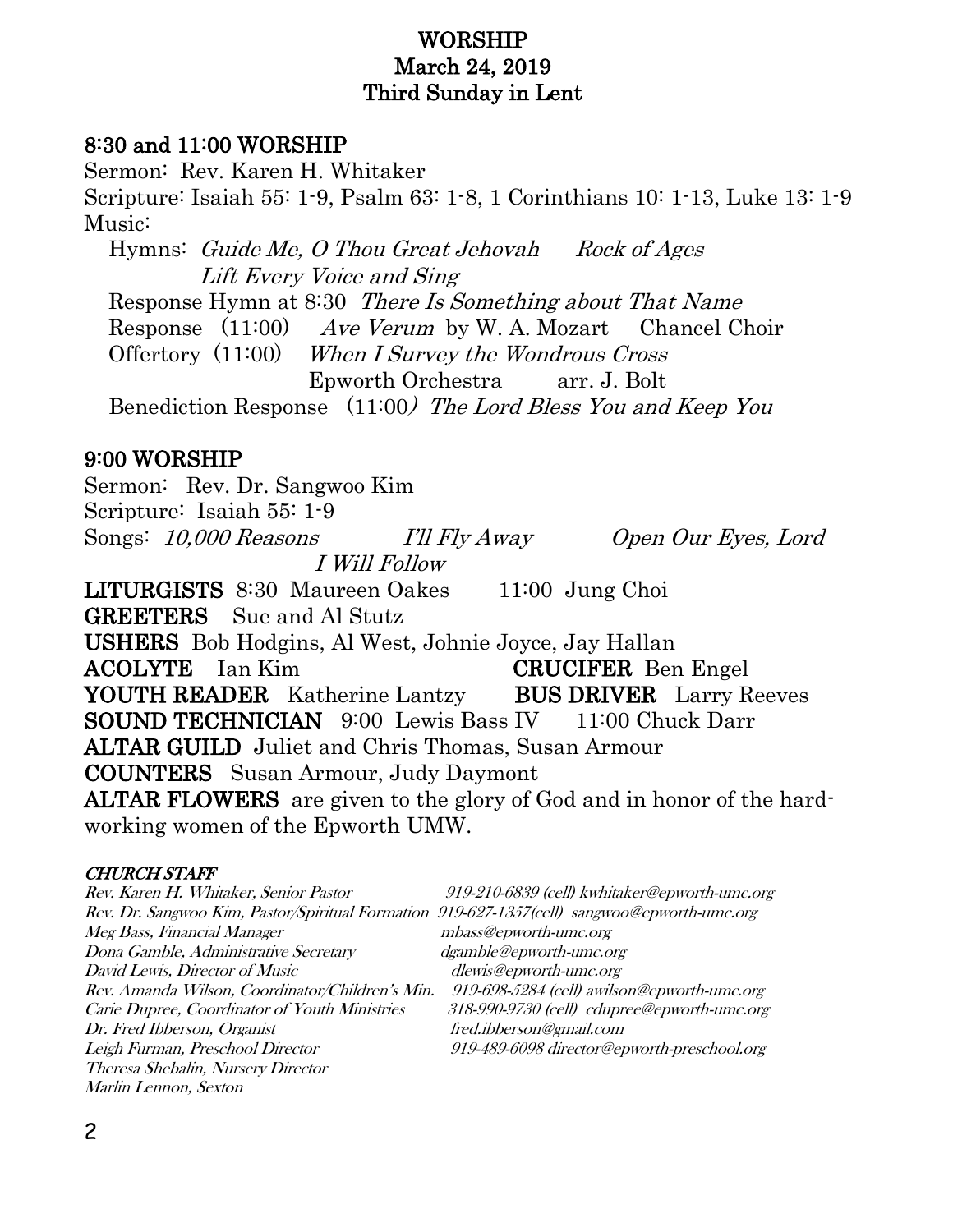# WORSHIP
## March 24, 2019
## Third Sunday in Lent

### 8:30 and 11:00 WORSHIP

Sermon: Rev. Karen H. Whitaker

Scripture: Isaiah 55: 1-9, Psalm 63: 1-8, 1 Corinthians 10: 1-13, Luke 13: 1-9

Music:

Hymns: *Guide Me, O Thou Great Jehovah* *Rock of Ages*
*Lift Every Voice and Sing*

Response Hymn at 8:30 *There Is Something about That Name*

Response (11:00) *Ave Verum* by W. A. Mozart Chancel Choir

Offertory (11:00) *When I Survey the Wondrous Cross*
Epworth Orchestra arr. J. Bolt

Benediction Response (11:00) *The Lord Bless You and Keep You*

### 9:00 WORSHIP

Sermon: Rev. Dr. Sangwoo Kim

Scripture: Isaiah 55: 1-9

Songs: *10,000 Reasons* *I'll Fly Away* *Open Our Eyes, Lord*
*I Will Follow*

**LITURGISTS** 8:30 Maureen Oakes 11:00 Jung Choi

**GREETERS** Sue and Al Stutz

**USHERS** Bob Hodgins, Al West, Johnie Joyce, Jay Hallan

**ACOLYTE** Ian Kim **CRUCIFER** Ben Engel

**YOUTH READER** Katherine Lantzy **BUS DRIVER** Larry Reeves

**SOUND TECHNICIAN** 9:00 Lewis Bass IV 11:00 Chuck Darr

**ALTAR GUILD** Juliet and Chris Thomas, Susan Armour

**COUNTERS** Susan Armour, Judy Daymont

**ALTAR FLOWERS** are given to the glory of God and in honor of the hard-working women of the Epworth UMW.

#### *CHURCH STAFF*

*Rev. Karen H. Whitaker, Senior Pastor 919-210-6839 (cell) kwhitaker@epworth-umc.org*
*Rev. Dr. Sangwoo Kim, Pastor/Spiritual Formation 919-627-1357(cell) sangwoo@epworth-umc.org*
*Meg Bass, Financial Manager mbass@epworth-umc.org*
*Dona Gamble, Administrative Secretary dgamble@epworth-umc.org*
*David Lewis, Director of Music dlewis@epworth-umc.org*
*Rev. Amanda Wilson, Coordinator/Children's Min. 919-698-5284 (cell) awilson@epworth-umc.org*
*Carie Dupree, Coordinator of Youth Ministries 318-990-9730 (cell) cdupree@epworth-umc.org*
*Dr. Fred Ibberson, Organist fred.ibberson@gmail.com*
*Leigh Furman, Preschool Director 919-489-6098 director@epworth-preschool.org*
*Theresa Shebalin, Nursery Director*
*Marlin Lennon, Sexton*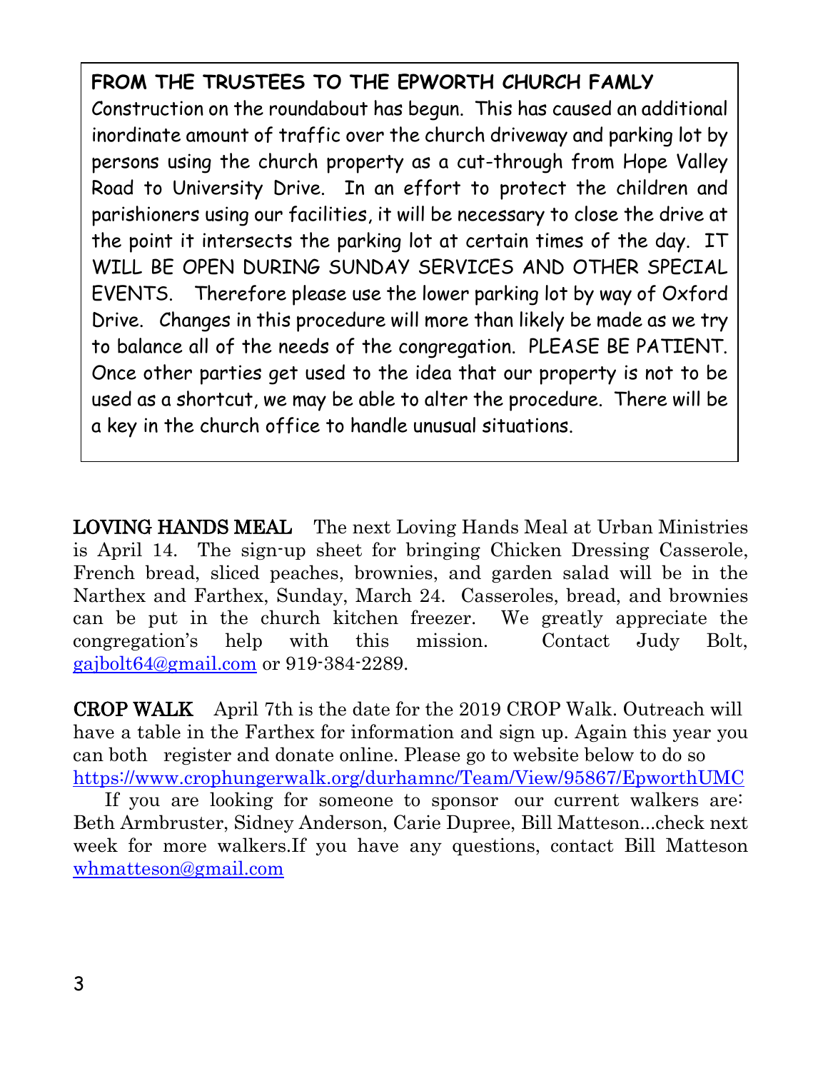**FROM THE TRUSTEES TO THE EPWORTH CHURCH FAMLY**

Construction on the roundabout has begun. This has caused an additional inordinate amount of traffic over the church driveway and parking lot by persons using the church property as a cut-through from Hope Valley Road to University Drive. In an effort to protect the children and parishioners using our facilities, it will be necessary to close the drive at the point it intersects the parking lot at certain times of the day. IT WILL BE OPEN DURING SUNDAY SERVICES AND OTHER SPECIAL EVENTS. Therefore please use the lower parking lot by way of Oxford Drive. Changes in this procedure will more than likely be made as we try to balance all of the needs of the congregation. PLEASE BE PATIENT. Once other parties get used to the idea that our property is not to be used as a shortcut, we may be able to alter the procedure. There will be a key in the church office to handle unusual situations.

**LOVING HANDS MEAL** The next Loving Hands Meal at Urban Ministries is April 14. The sign-up sheet for bringing Chicken Dressing Casserole, French bread, sliced peaches, brownies, and garden salad will be in the Narthex and Farthex, Sunday, March 24. Casseroles, bread, and brownies can be put in the church kitchen freezer. We greatly appreciate the congregation's help with this mission. Contact Judy Bolt, gajbolt64@gmail.com or 919-384-2289.

**CROP WALK** April 7th is the date for the 2019 CROP Walk. Outreach will have a table in the Farthex for information and sign up. Again this year you can both register and donate online. Please go to website below to do so https://www.crophungerwalk.org/durhamnc/Team/View/95867/EpworthUMC

If you are looking for someone to sponsor our current walkers are: Beth Armbruster, Sidney Anderson, Carie Dupree, Bill Matteson...check next week for more walkers.If you have any questions, contact Bill Matteson whmatteson@gmail.com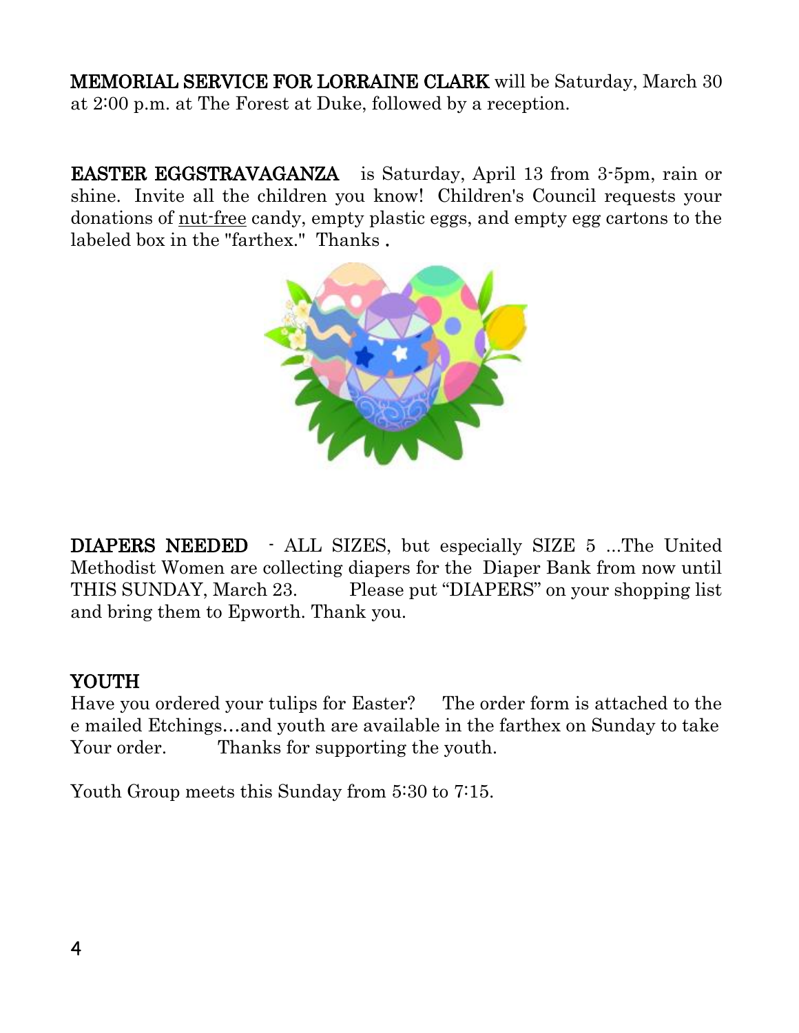**MEMORIAL SERVICE FOR LORRAINE CLARK** will be Saturday, March 30 at 2:00 p.m. at The Forest at Duke, followed by a reception.

**EASTER EGGSTRAVAGANZA** is Saturday, April 13 from 3-5pm, rain or shine. Invite all the children you know! Children's Council requests your donations of nut-free candy, empty plastic eggs, and empty egg cartons to the labeled box in the "farthex." Thanks .

**DIAPERS NEEDED** - ALL SIZES, but especially SIZE 5 ...The United Methodist Women are collecting diapers for the Diaper Bank from now until THIS SUNDAY, March 23. Please put "DIAPERS" on your shopping list and bring them to Epworth. Thank you.

## YOUTH

Have you ordered your tulips for Easter? The order form is attached to the e mailed Etchings…and youth are available in the farthex on Sunday to take Your order. Thanks for supporting the youth.

Youth Group meets this Sunday from 5:30 to 7:15.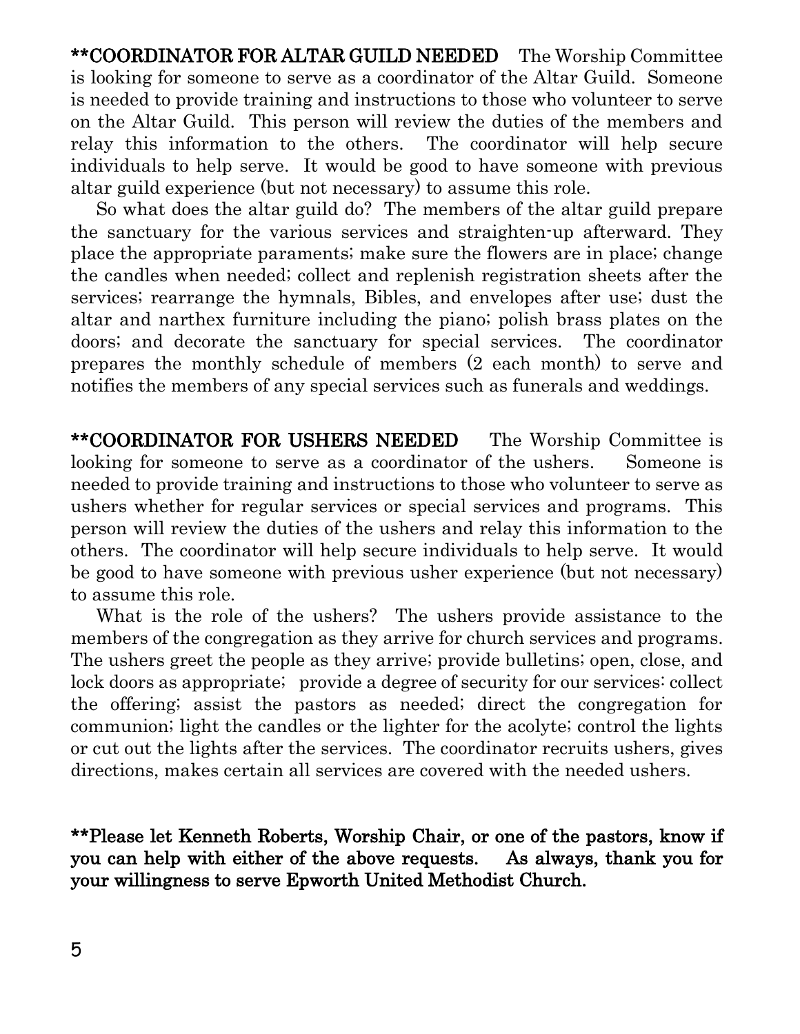**\*\*COORDINATOR FOR ALTAR GUILD NEEDED** The Worship Committee is looking for someone to serve as a coordinator of the Altar Guild. Someone is needed to provide training and instructions to those who volunteer to serve on the Altar Guild. This person will review the duties of the members and relay this information to the others. The coordinator will help secure individuals to help serve. It would be good to have someone with previous altar guild experience (but not necessary) to assume this role.

So what does the altar guild do? The members of the altar guild prepare the sanctuary for the various services and straighten-up afterward. They place the appropriate paraments; make sure the flowers are in place; change the candles when needed; collect and replenish registration sheets after the services; rearrange the hymnals, Bibles, and envelopes after use; dust the altar and narthex furniture including the piano; polish brass plates on the doors; and decorate the sanctuary for special services. The coordinator prepares the monthly schedule of members (2 each month) to serve and notifies the members of any special services such as funerals and weddings.

**\*\*COORDINATOR FOR USHERS NEEDED** The Worship Committee is looking for someone to serve as a coordinator of the ushers. Someone is needed to provide training and instructions to those who volunteer to serve as ushers whether for regular services or special services and programs. This person will review the duties of the ushers and relay this information to the others. The coordinator will help secure individuals to help serve. It would be good to have someone with previous usher experience (but not necessary) to assume this role.

What is the role of the ushers? The ushers provide assistance to the members of the congregation as they arrive for church services and programs. The ushers greet the people as they arrive; provide bulletins; open, close, and lock doors as appropriate; provide a degree of security for our services: collect the offering; assist the pastors as needed; direct the congregation for communion; light the candles or the lighter for the acolyte; control the lights or cut out the lights after the services. The coordinator recruits ushers, gives directions, makes certain all services are covered with the needed ushers.

**\*\*Please let Kenneth Roberts, Worship Chair, or one of the pastors, know if you can help with either of the above requests. As always, thank you for your willingness to serve Epworth United Methodist Church.**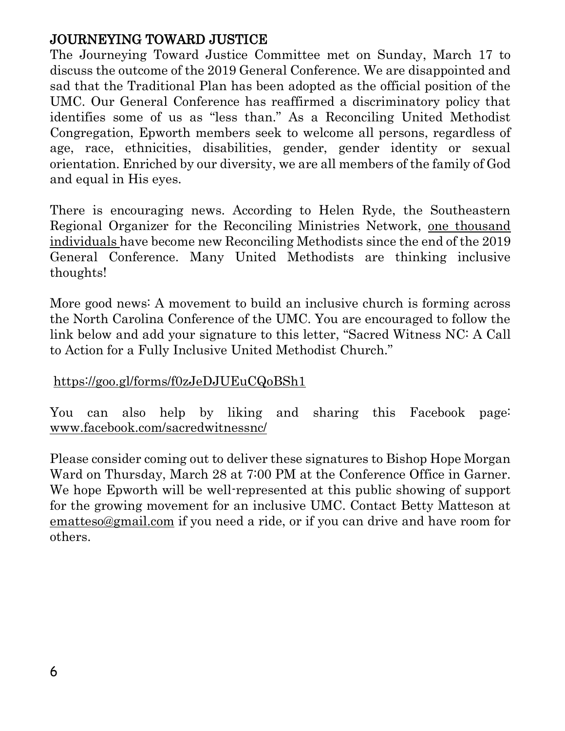## JOURNEYING TOWARD JUSTICE

The Journeying Toward Justice Committee met on Sunday, March 17 to discuss the outcome of the 2019 General Conference. We are disappointed and sad that the Traditional Plan has been adopted as the official position of the UMC. Our General Conference has reaffirmed a discriminatory policy that identifies some of us as "less than." As a Reconciling United Methodist Congregation, Epworth members seek to welcome all persons, regardless of age, race, ethnicities, disabilities, gender, gender identity or sexual orientation. Enriched by our diversity, we are all members of the family of God and equal in His eyes.

There is encouraging news. According to Helen Ryde, the Southeastern Regional Organizer for the Reconciling Ministries Network, one thousand individuals have become new Reconciling Methodists since the end of the 2019 General Conference. Many United Methodists are thinking inclusive thoughts!

More good news: A movement to build an inclusive church is forming across the North Carolina Conference of the UMC. You are encouraged to follow the link below and add your signature to this letter, "Sacred Witness NC: A Call to Action for a Fully Inclusive United Methodist Church."

https://goo.gl/forms/f0zJeDJUEuCQoBSh1

You can also help by liking and sharing this Facebook page: www.facebook.com/sacredwitnessnc/

Please consider coming out to deliver these signatures to Bishop Hope Morgan Ward on Thursday, March 28 at 7:00 PM at the Conference Office in Garner. We hope Epworth will be well-represented at this public showing of support for the growing movement for an inclusive UMC. Contact Betty Matteson at ematteso@gmail.com if you need a ride, or if you can drive and have room for others.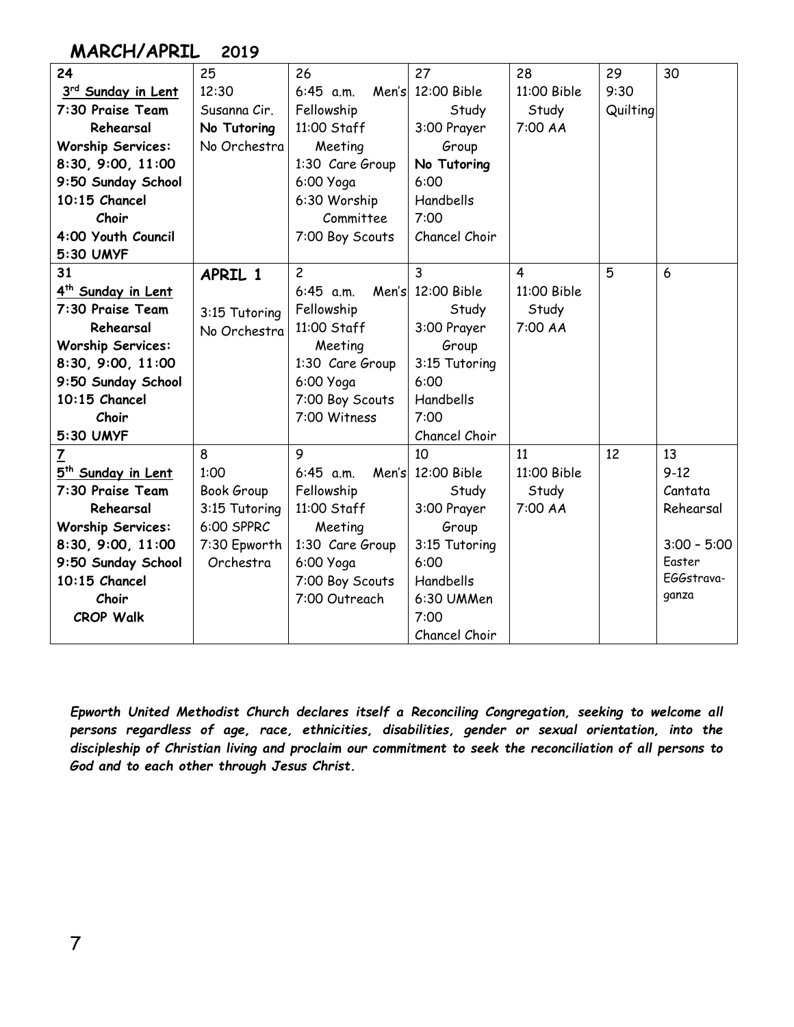## MARCH/APRIL 2019

| | | | | | | |
|---|---|---|---|---|---|---|
| 24<br>3rd Sunday in Lent<br>**7:30 Praise Team Rehearsal**<br>**Worship Services: 8:30, 9:00, 11:00**<br>**9:50 Sunday School**<br>**10:15 Chancel Choir**<br>**4:00 Youth Council**<br>**5:30 UMYF** | 25<br>12:30 Susanna Cir.<br>**No Tutoring**<br>No Orchestra | 26<br>6:45 a.m. Men's Fellowship<br>11:00 Staff Meeting<br>1:30 Care Group<br>6:00 Yoga<br>6:30 Worship Committee<br>7:00 Boy Scouts | 27<br>12:00 Bible Study<br>3:00 Prayer Group<br>**No Tutoring**<br>6:00 Handbells<br>7:00 Chancel Choir | 28<br>11:00 Bible Study<br>7:00 AA | 29<br>9:30 Quilting | 30 |
| 31<br>4th Sunday in Lent<br>**7:30 Praise Team Rehearsal**<br>**Worship Services: 8:30, 9:00, 11:00**<br>**9:50 Sunday School**<br>**10:15 Chancel Choir**<br>**5:30 UMYF** | **APRIL 1**<br>3:15 Tutoring<br>No Orchestra | 2<br>6:45 a.m. Men's Fellowship<br>11:00 Staff Meeting<br>1:30 Care Group<br>6:00 Yoga<br>7:00 Boy Scouts<br>7:00 Witness | 3<br>12:00 Bible Study<br>3:00 Prayer Group<br>3:15 Tutoring<br>6:00 Handbells<br>7:00 Chancel Choir | 4<br>11:00 Bible Study<br>7:00 AA | 5 | 6 |
| 7<br>5th Sunday in Lent<br>**7:30 Praise Team Rehearsal**<br>**Worship Services: 8:30, 9:00, 11:00**<br>**9:50 Sunday School**<br>**10:15 Chancel Choir**<br>**CROP Walk** | 8<br>1:00 Book Group<br>3:15 Tutoring<br>6:00 SPPRC<br>7:30 Epworth Orchestra | 9<br>6:45 a.m. Men's Fellowship<br>11:00 Staff Meeting<br>1:30 Care Group<br>6:00 Yoga<br>7:00 Boy Scouts<br>7:00 Outreach | 10<br>12:00 Bible Study<br>3:00 Prayer Group<br>3:15 Tutoring<br>6:00 Handbells<br>6:30 UMMen<br>7:00 Chancel Choir | 11<br>11:00 Bible Study<br>7:00 AA | 12 | 13<br>9-12 Cantata Rehearsal<br>3:00 – 5:00 Easter EGGstrava-ganza |

***Epworth United Methodist Church declares itself a Reconciling Congregation, seeking to welcome all persons regardless of age, race, ethnicities, disabilities, gender or sexual orientation, into the discipleship of Christian living and proclaim our commitment to seek the reconciliation of all persons to God and to each other through Jesus Christ.***